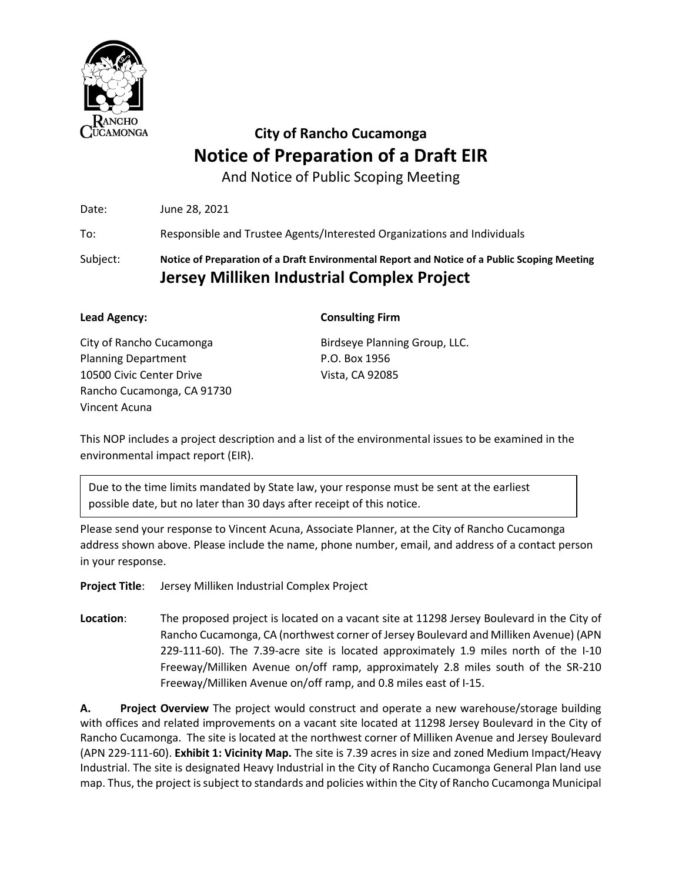RANCHO CUCAMONGA

## City of Rancho Cucamonga

# Notice of Preparation of a Draft EIR

And Notice of Public Scoping Meeting

Date: June 28, 2021

To: Responsible and Trustee Agents/Interested Organizations and Individuals

Subject: **Notice of Preparation of a Draft Environmental Report and Notice of a Public Scoping Meeting**
**Jersey Milliken Industrial Complex Project**

**Lead Agency:**

City of Rancho Cucamonga
Planning Department
10500 Civic Center Drive
Rancho Cucamonga, CA 91730
Vincent Acuna

**Consulting Firm**

Birdseye Planning Group, LLC.
P.O. Box 1956
Vista, CA 92085

This NOP includes a project description and a list of the environmental issues to be examined in the environmental impact report (EIR).

> Due to the time limits mandated by State law, your response must be sent at the earliest possible date, but no later than 30 days after receipt of this notice.

Please send your response to Vincent Acuna, Associate Planner, at the City of Rancho Cucamonga address shown above. Please include the name, phone number, email, and address of a contact person in your response.

**Project Title**: Jersey Milliken Industrial Complex Project

**Location**: The proposed project is located on a vacant site at 11298 Jersey Boulevard in the City of Rancho Cucamonga, CA (northwest corner of Jersey Boulevard and Milliken Avenue) (APN 229-111-60). The 7.39-acre site is located approximately 1.9 miles north of the I-10 Freeway/Milliken Avenue on/off ramp, approximately 2.8 miles south of the SR-210 Freeway/Milliken Avenue on/off ramp, and 0.8 miles east of I-15.

**A. Project Overview** The project would construct and operate a new warehouse/storage building with offices and related improvements on a vacant site located at 11298 Jersey Boulevard in the City of Rancho Cucamonga. The site is located at the northwest corner of Milliken Avenue and Jersey Boulevard (APN 229-111-60). **Exhibit 1: Vicinity Map.** The site is 7.39 acres in size and zoned Medium Impact/Heavy Industrial. The site is designated Heavy Industrial in the City of Rancho Cucamonga General Plan land use map. Thus, the project is subject to standards and policies within the City of Rancho Cucamonga Municipal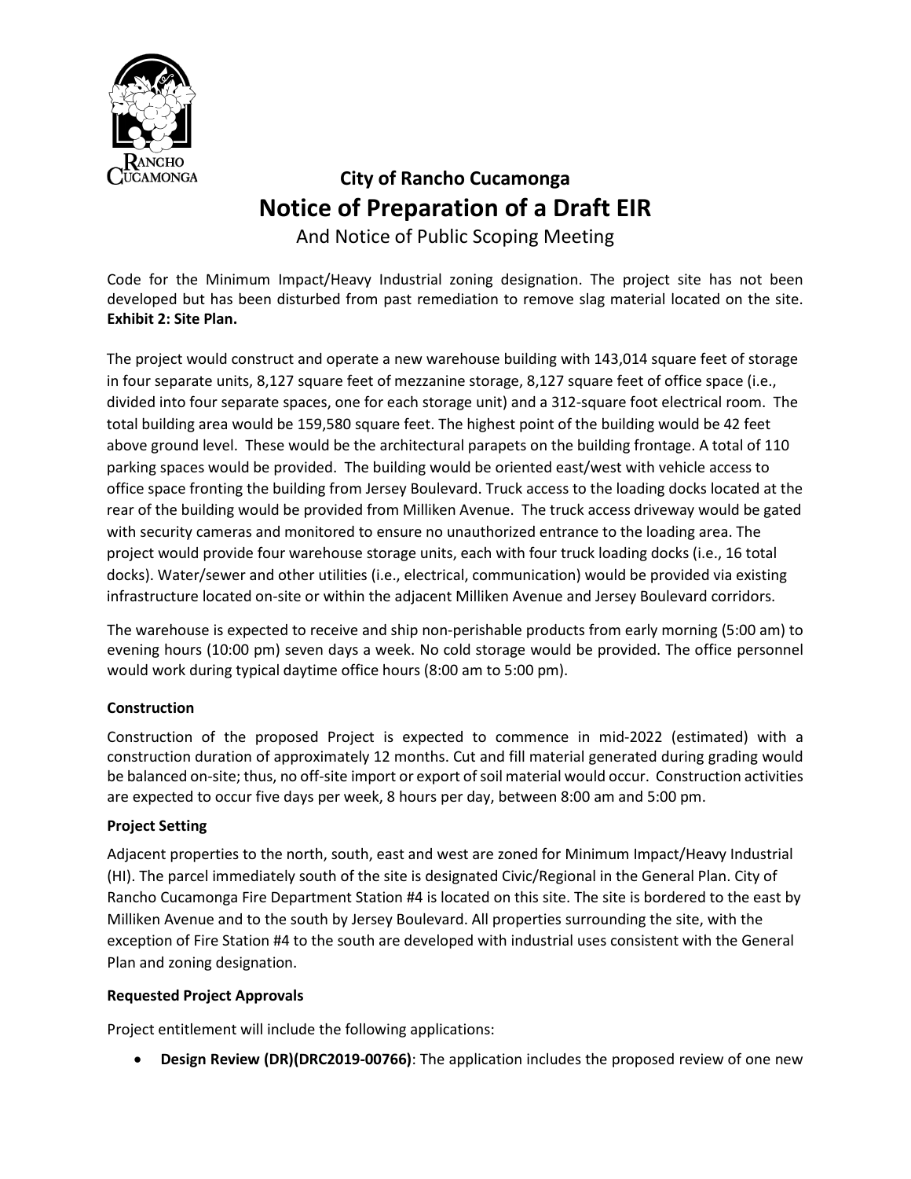Code for the Minimum Impact/Heavy Industrial zoning designation. The project site has not been developed but has been disturbed from past remediation to remove slag material located on the site. **Exhibit 2: Site Plan.**

The project would construct and operate a new warehouse building with 143,014 square feet of storage in four separate units, 8,127 square feet of mezzanine storage, 8,127 square feet of office space (i.e., divided into four separate spaces, one for each storage unit) and a 312-square foot electrical room. The total building area would be 159,580 square feet. The highest point of the building would be 42 feet above ground level. These would be the architectural parapets on the building frontage. A total of 110 parking spaces would be provided. The building would be oriented east/west with vehicle access to office space fronting the building from Jersey Boulevard. Truck access to the loading docks located at the rear of the building would be provided from Milliken Avenue. The truck access driveway would be gated with security cameras and monitored to ensure no unauthorized entrance to the loading area. The project would provide four warehouse storage units, each with four truck loading docks (i.e., 16 total docks). Water/sewer and other utilities (i.e., electrical, communication) would be provided via existing infrastructure located on-site or within the adjacent Milliken Avenue and Jersey Boulevard corridors.

The warehouse is expected to receive and ship non-perishable products from early morning (5:00 am) to evening hours (10:00 pm) seven days a week. No cold storage would be provided. The office personnel would work during typical daytime office hours (8:00 am to 5:00 pm).

### Construction

Construction of the proposed Project is expected to commence in mid-2022 (estimated) with a construction duration of approximately 12 months. Cut and fill material generated during grading would be balanced on-site; thus, no off-site import or export of soil material would occur. Construction activities are expected to occur five days per week, 8 hours per day, between 8:00 am and 5:00 pm.

### Project Setting

Adjacent properties to the north, south, east and west are zoned for Minimum Impact/Heavy Industrial (HI). The parcel immediately south of the site is designated Civic/Regional in the General Plan. City of Rancho Cucamonga Fire Department Station #4 is located on this site. The site is bordered to the east by Milliken Avenue and to the south by Jersey Boulevard. All properties surrounding the site, with the exception of Fire Station #4 to the south are developed with industrial uses consistent with the General Plan and zoning designation.

### Requested Project Approvals

Project entitlement will include the following applications:

- **Design Review (DR)(DRC2019-00766)**: The application includes the proposed review of one new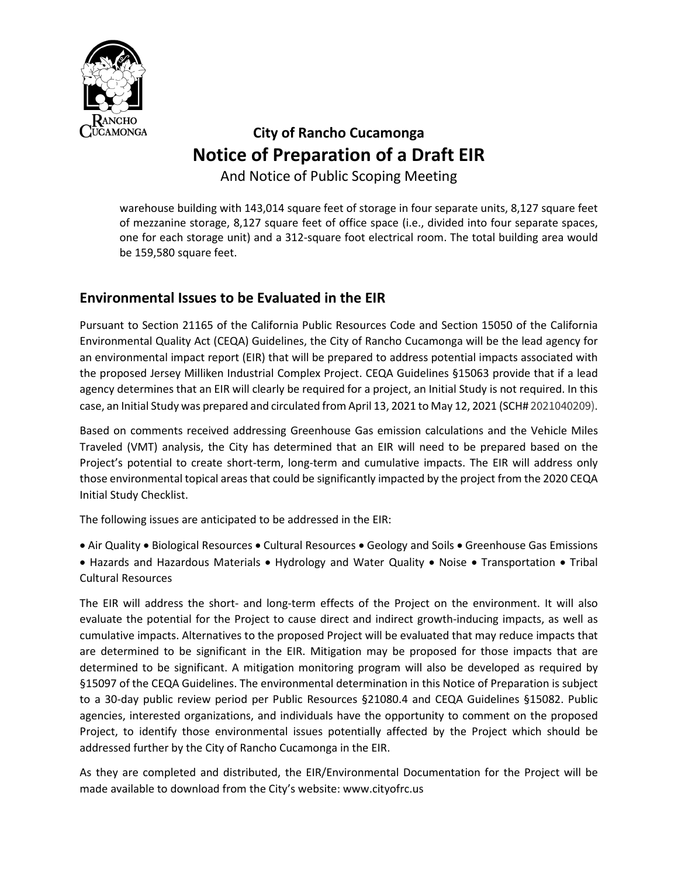warehouse building with 143,014 square feet of storage in four separate units, 8,127 square feet of mezzanine storage, 8,127 square feet of office space (i.e., divided into four separate spaces, one for each storage unit) and a 312-square foot electrical room. The total building area would be 159,580 square feet.

## Environmental Issues to be Evaluated in the EIR

Pursuant to Section 21165 of the California Public Resources Code and Section 15050 of the California Environmental Quality Act (CEQA) Guidelines, the City of Rancho Cucamonga will be the lead agency for an environmental impact report (EIR) that will be prepared to address potential impacts associated with the proposed Jersey Milliken Industrial Complex Project. CEQA Guidelines §15063 provide that if a lead agency determines that an EIR will clearly be required for a project, an Initial Study is not required. In this case, an Initial Study was prepared and circulated from April 13, 2021 to May 12, 2021 (SCH# 2021040209).

Based on comments received addressing Greenhouse Gas emission calculations and the Vehicle Miles Traveled (VMT) analysis, the City has determined that an EIR will need to be prepared based on the Project's potential to create short-term, long-term and cumulative impacts. The EIR will address only those environmental topical areas that could be significantly impacted by the project from the 2020 CEQA Initial Study Checklist.

The following issues are anticipated to be addressed in the EIR:

• Air Quality • Biological Resources • Cultural Resources • Geology and Soils • Greenhouse Gas Emissions • Hazards and Hazardous Materials • Hydrology and Water Quality • Noise • Transportation • Tribal Cultural Resources

The EIR will address the short- and long-term effects of the Project on the environment. It will also evaluate the potential for the Project to cause direct and indirect growth-inducing impacts, as well as cumulative impacts. Alternatives to the proposed Project will be evaluated that may reduce impacts that are determined to be significant in the EIR. Mitigation may be proposed for those impacts that are determined to be significant. A mitigation monitoring program will also be developed as required by §15097 of the CEQA Guidelines. The environmental determination in this Notice of Preparation is subject to a 30-day public review period per Public Resources §21080.4 and CEQA Guidelines §15082. Public agencies, interested organizations, and individuals have the opportunity to comment on the proposed Project, to identify those environmental issues potentially affected by the Project which should be addressed further by the City of Rancho Cucamonga in the EIR.

As they are completed and distributed, the EIR/Environmental Documentation for the Project will be made available to download from the City's website: www.cityofrc.us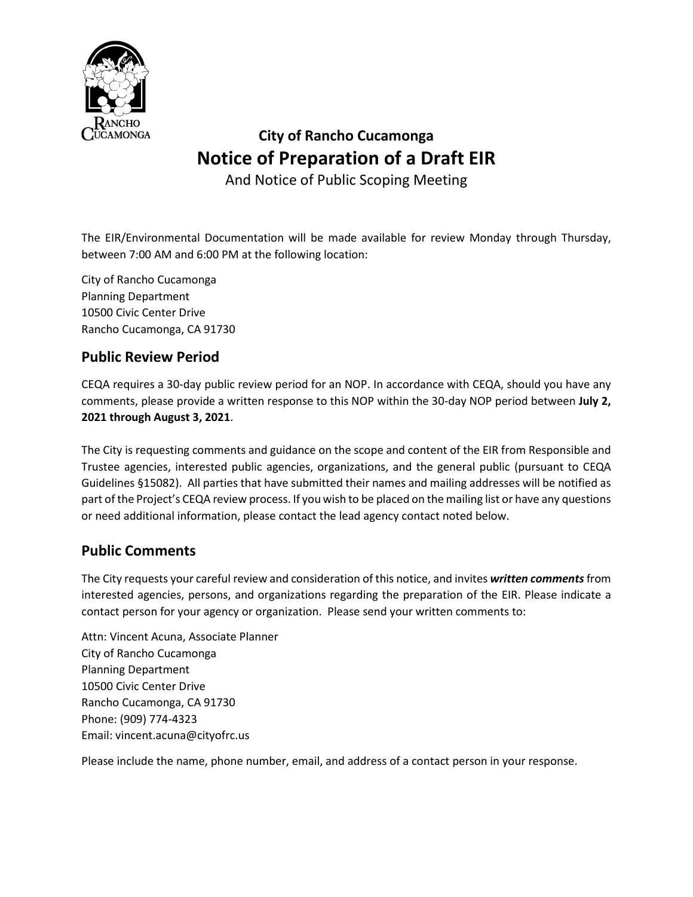## City of Rancho Cucamonga
# Notice of Preparation of a Draft EIR
And Notice of Public Scoping Meeting

The EIR/Environmental Documentation will be made available for review Monday through Thursday, between 7:00 AM and 6:00 PM at the following location:

City of Rancho Cucamonga
Planning Department
10500 Civic Center Drive
Rancho Cucamonga, CA 91730

## Public Review Period

CEQA requires a 30-day public review period for an NOP. In accordance with CEQA, should you have any comments, please provide a written response to this NOP within the 30-day NOP period between **July 2, 2021 through August 3, 2021**.

The City is requesting comments and guidance on the scope and content of the EIR from Responsible and Trustee agencies, interested public agencies, organizations, and the general public (pursuant to CEQA Guidelines §15082). All parties that have submitted their names and mailing addresses will be notified as part of the Project's CEQA review process. If you wish to be placed on the mailing list or have any questions or need additional information, please contact the lead agency contact noted below.

## Public Comments

The City requests your careful review and consideration of this notice, and invites ***written comments*** from interested agencies, persons, and organizations regarding the preparation of the EIR. Please indicate a contact person for your agency or organization. Please send your written comments to:

Attn: Vincent Acuna, Associate Planner
City of Rancho Cucamonga
Planning Department
10500 Civic Center Drive
Rancho Cucamonga, CA 91730
Phone: (909) 774-4323
Email: vincent.acuna@cityofrc.us

Please include the name, phone number, email, and address of a contact person in your response.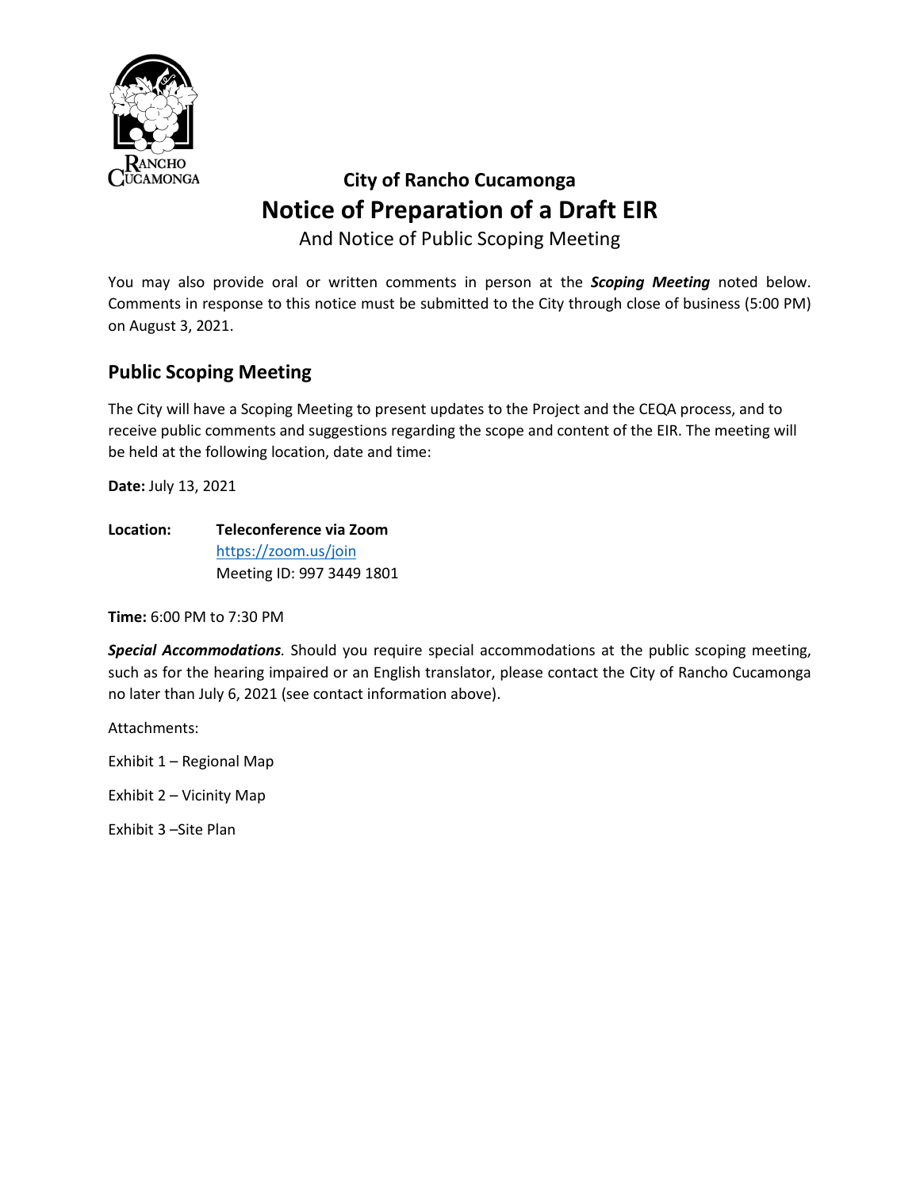## City of Rancho Cucamonga

# Notice of Preparation of a Draft EIR

And Notice of Public Scoping Meeting

You may also provide oral or written comments in person at the ***Scoping Meeting*** noted below. Comments in response to this notice must be submitted to the City through close of business (5:00 PM) on August 3, 2021.

## Public Scoping Meeting

The City will have a Scoping Meeting to present updates to the Project and the CEQA process, and to receive public comments and suggestions regarding the scope and content of the EIR. The meeting will be held at the following location, date and time:

**Date:** July 13, 2021

**Location:** **Teleconference via Zoom**
https://zoom.us/join
Meeting ID: 997 3449 1801

**Time:** 6:00 PM to 7:30 PM

***Special Accommodations***. Should you require special accommodations at the public scoping meeting, such as for the hearing impaired or an English translator, please contact the City of Rancho Cucamonga no later than July 6, 2021 (see contact information above).

Attachments:

Exhibit 1 – Regional Map

Exhibit 2 – Vicinity Map

Exhibit 3 –Site Plan